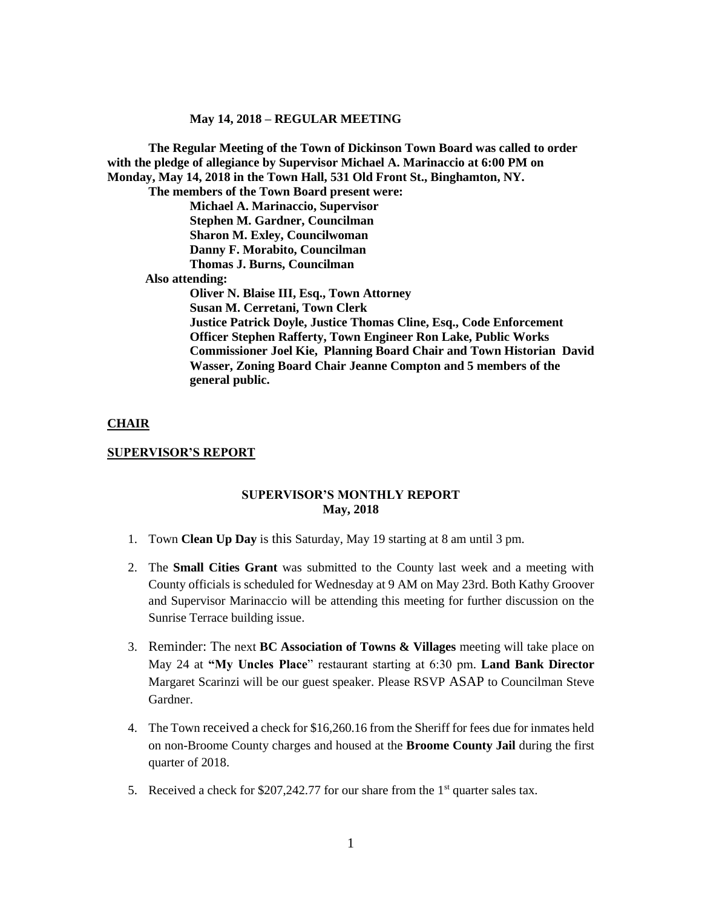**May 14, 2018 – REGULAR MEETING**

**The Regular Meeting of the Town of Dickinson Town Board was called to order with the pledge of allegiance by Supervisor Michael A. Marinaccio at 6:00 PM on Monday, May 14, 2018 in the Town Hall, 531 Old Front St., Binghamton, NY.**

**The members of the Town Board present were:**

**Michael A. Marinaccio, Supervisor**
**Stephen M. Gardner, Councilman**
**Sharon M. Exley, Councilwoman**
**Danny F. Morabito, Councilman**
**Thomas J. Burns, Councilman**

**Also attending:**

**Oliver N. Blaise III, Esq., Town Attorney**
**Susan M. Cerretani, Town Clerk**
**Justice Patrick Doyle, Justice Thomas Cline, Esq., Code Enforcement Officer Stephen Rafferty, Town Engineer Ron Lake, Public Works Commissioner Joel Kie, Planning Board Chair and Town Historian David Wasser, Zoning Board Chair Jeanne Compton and 5 members of the general public.**

## CHAIR

## SUPERVISOR'S REPORT

### SUPERVISOR'S MONTHLY REPORT
### May, 2018

1. Town **Clean Up Day** is this Saturday, May 19 starting at 8 am until 3 pm.

2. The **Small Cities Grant** was submitted to the County last week and a meeting with County officials is scheduled for Wednesday at 9 AM on May 23rd. Both Kathy Groover and Supervisor Marinaccio will be attending this meeting for further discussion on the Sunrise Terrace building issue.

3. Reminder: The next **BC Association of Towns & Villages** meeting will take place on May 24 at **"My Uncles Place**" restaurant starting at 6:30 pm. **Land Bank Director** Margaret Scarinzi will be our guest speaker. Please RSVP ASAP to Councilman Steve Gardner.

4. The Town received a check for $16,260.16 from the Sheriff for fees due for inmates held on non-Broome County charges and housed at the **Broome County Jail** during the first quarter of 2018.

5. Received a check for $207,242.77 for our share from the 1st quarter sales tax.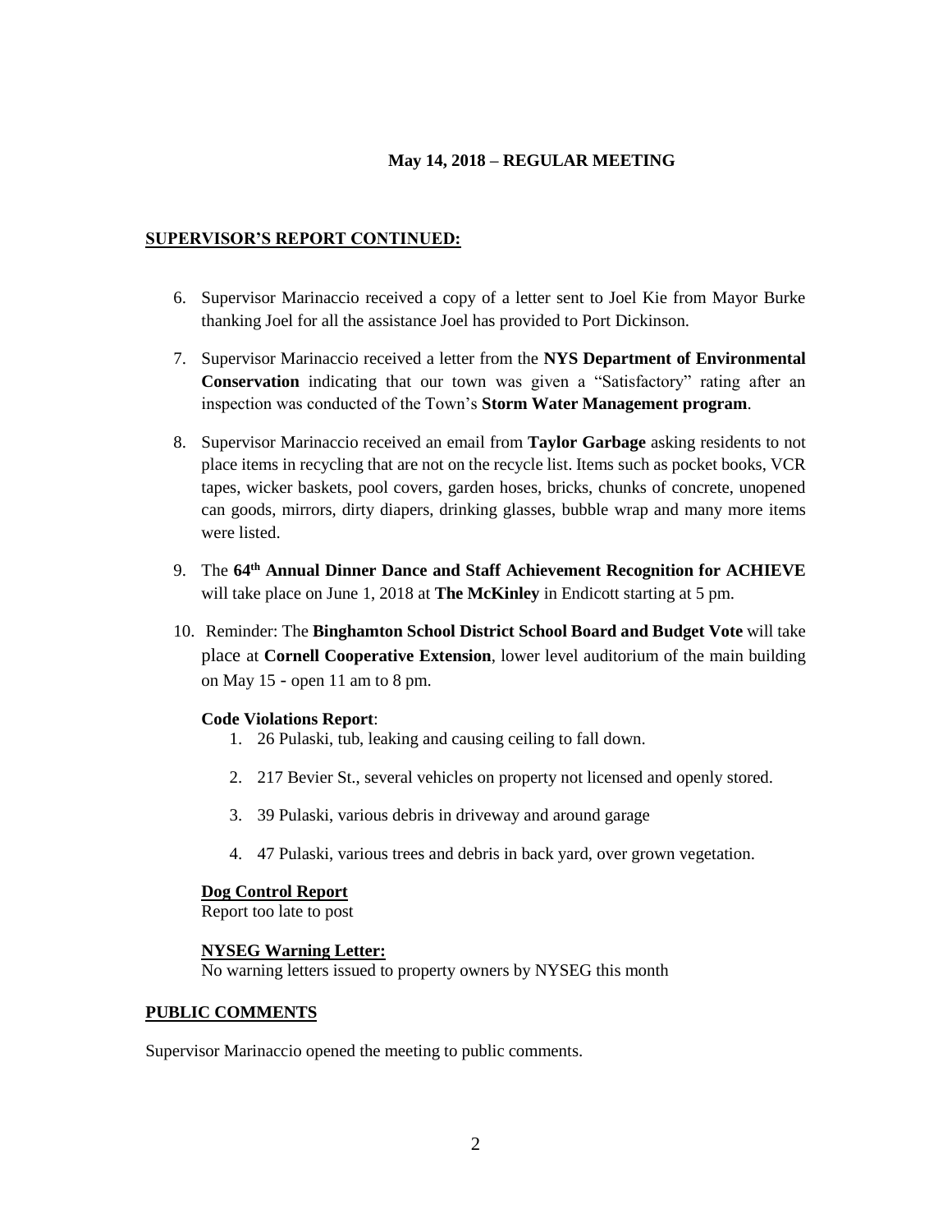**May 14, 2018 – REGULAR MEETING**

**SUPERVISOR'S REPORT CONTINUED:**

6. Supervisor Marinaccio received a copy of a letter sent to Joel Kie from Mayor Burke thanking Joel for all the assistance Joel has provided to Port Dickinson.
7. Supervisor Marinaccio received a letter from the **NYS Department of Environmental Conservation** indicating that our town was given a "Satisfactory" rating after an inspection was conducted of the Town's **Storm Water Management program**.
8. Supervisor Marinaccio received an email from **Taylor Garbage** asking residents to not place items in recycling that are not on the recycle list. Items such as pocket books, VCR tapes, wicker baskets, pool covers, garden hoses, bricks, chunks of concrete, unopened can goods, mirrors, dirty diapers, drinking glasses, bubble wrap and many more items were listed.
9. The **64th Annual Dinner Dance and Staff Achievement Recognition for ACHIEVE** will take place on June 1, 2018 at **The McKinley** in Endicott starting at 5 pm.
10. Reminder: The **Binghamton School District School Board and Budget Vote** will take place at **Cornell Cooperative Extension**, lower level auditorium of the main building on May 15 - open 11 am to 8 pm.

**Code Violations Report**:

1. 26 Pulaski, tub, leaking and causing ceiling to fall down.
2. 217 Bevier St., several vehicles on property not licensed and openly stored.
3. 39 Pulaski, various debris in driveway and around garage
4. 47 Pulaski, various trees and debris in back yard, over grown vegetation.

**Dog Control Report**

Report too late to post

**NYSEG Warning Letter:**

No warning letters issued to property owners by NYSEG this month

**PUBLIC COMMENTS**

Supervisor Marinaccio opened the meeting to public comments.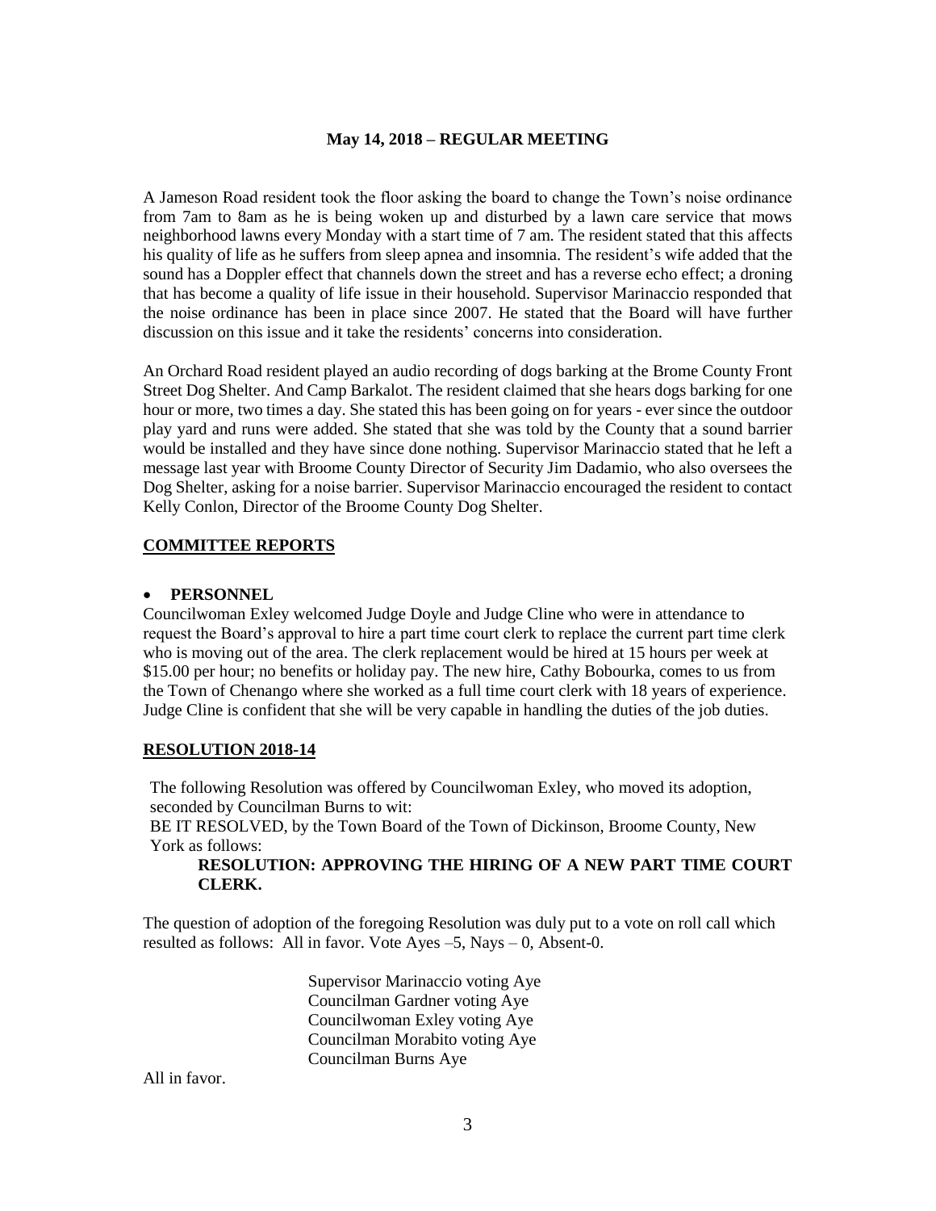**May 14, 2018 – REGULAR MEETING**

A Jameson Road resident took the floor asking the board to change the Town's noise ordinance from 7am to 8am as he is being woken up and disturbed by a lawn care service that mows neighborhood lawns every Monday with a start time of 7 am. The resident stated that this affects his quality of life as he suffers from sleep apnea and insomnia. The resident's wife added that the sound has a Doppler effect that channels down the street and has a reverse echo effect; a droning that has become a quality of life issue in their household. Supervisor Marinaccio responded that the noise ordinance has been in place since 2007. He stated that the Board will have further discussion on this issue and it take the residents' concerns into consideration.

An Orchard Road resident played an audio recording of dogs barking at the Brome County Front Street Dog Shelter. And Camp Barkalot. The resident claimed that she hears dogs barking for one hour or more, two times a day. She stated this has been going on for years - ever since the outdoor play yard and runs were added. She stated that she was told by the County that a sound barrier would be installed and they have since done nothing. Supervisor Marinaccio stated that he left a message last year with Broome County Director of Security Jim Dadamio, who also oversees the Dog Shelter, asking for a noise barrier. Supervisor Marinaccio encouraged the resident to contact Kelly Conlon, Director of the Broome County Dog Shelter.

**COMMITTEE REPORTS**

- **PERSONNEL**

Councilwoman Exley welcomed Judge Doyle and Judge Cline who were in attendance to request the Board's approval to hire a part time court clerk to replace the current part time clerk who is moving out of the area. The clerk replacement would be hired at 15 hours per week at $15.00 per hour; no benefits or holiday pay. The new hire, Cathy Bobourka, comes to us from the Town of Chenango where she worked as a full time court clerk with 18 years of experience. Judge Cline is confident that she will be very capable in handling the duties of the job duties.

**RESOLUTION 2018-14**

The following Resolution was offered by Councilwoman Exley, who moved its adoption, seconded by Councilman Burns to wit:
BE IT RESOLVED, by the Town Board of the Town of Dickinson, Broome County, New York as follows:

**RESOLUTION: APPROVING THE HIRING OF A NEW PART TIME COURT CLERK.**

The question of adoption of the foregoing Resolution was duly put to a vote on roll call which resulted as follows: All in favor. Vote Ayes –5, Nays – 0, Absent-0.

Supervisor Marinaccio voting Aye
Councilman Gardner voting Aye
Councilwoman Exley voting Aye
Councilman Morabito voting Aye
Councilman Burns Aye

All in favor.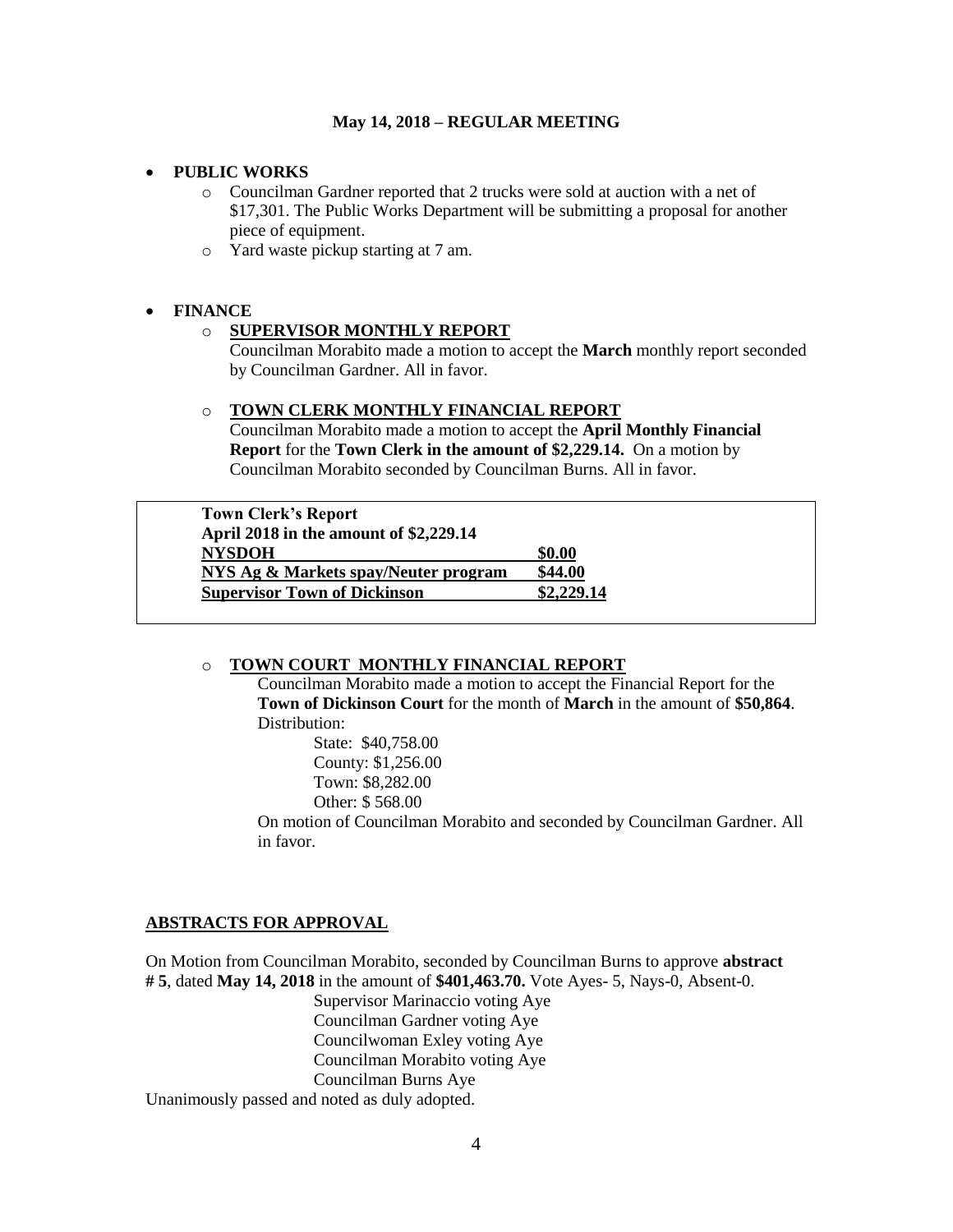**May 14, 2018 – REGULAR MEETING**

- **PUBLIC WORKS**
  - Councilman Gardner reported that 2 trucks were sold at auction with a net of $17,301. The Public Works Department will be submitting a proposal for another piece of equipment.
  - Yard waste pickup starting at 7 am.

- **FINANCE**
  - **SUPERVISOR MONTHLY REPORT**
    Councilman Morabito made a motion to accept the **March** monthly report seconded by Councilman Gardner. All in favor.

  - **TOWN CLERK MONTHLY FINANCIAL REPORT**
    Councilman Morabito made a motion to accept the **April Monthly Financial Report** for the **Town Clerk in the amount of $2,229.14.** On a motion by Councilman Morabito seconded by Councilman Burns. All in favor.

| **Town Clerk's Report** | |
|---|---|
| **April 2018 in the amount of $2,229.14** | |
| **NYSDOH** | **$0.00** |
| **NYS Ag & Markets spay/Neuter program** | **$44.00** |
| **Supervisor Town of Dickinson** | **$2,229.14** |

  - **TOWN COURT MONTHLY FINANCIAL REPORT**
    Councilman Morabito made a motion to accept the Financial Report for the **Town of Dickinson Court** for the month of **March** in the amount of **$50,864**. Distribution:

    State: $40,758.00
    County: $1,256.00
    Town: $8,282.00
    Other: $ 568.00

    On motion of Councilman Morabito and seconded by Councilman Gardner. All in favor.

**ABSTRACTS FOR APPROVAL**

On Motion from Councilman Morabito, seconded by Councilman Burns to approve **abstract # 5**, dated **May 14, 2018** in the amount of **$401,463.70.** Vote Ayes- 5, Nays-0, Absent-0.

Supervisor Marinaccio voting Aye
Councilman Gardner voting Aye
Councilwoman Exley voting Aye
Councilman Morabito voting Aye
Councilman Burns Aye

Unanimously passed and noted as duly adopted.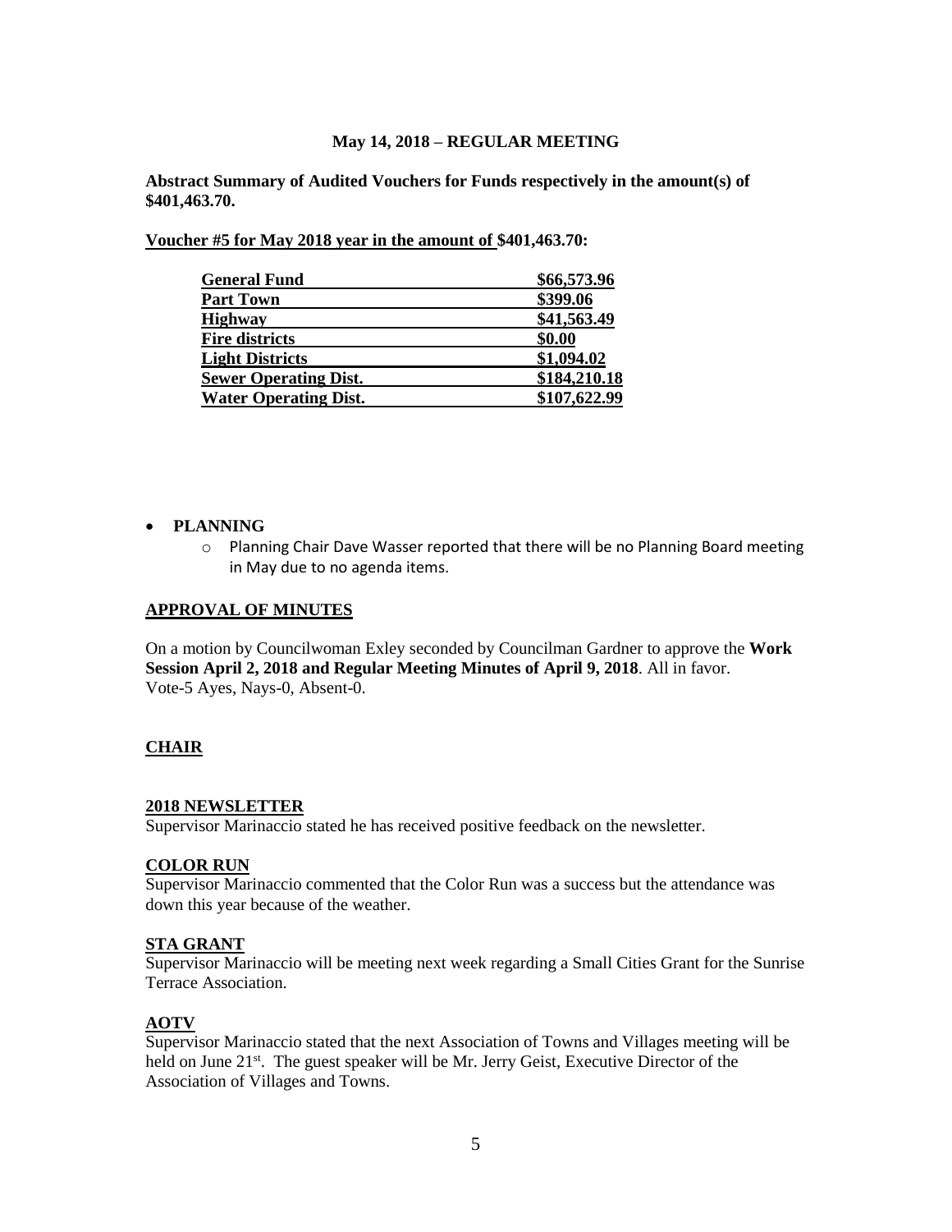**May 14, 2018 – REGULAR MEETING**

**Abstract Summary of Audited Vouchers for Funds respectively in the amount(s) of $401,463.70.**

**Voucher #5 for May 2018 year in the amount of $401,463.70:**

| | |
|---|---|
| **General Fund** | **$66,573.96** |
| **Part Town** | **$399.06** |
| **Highway** | **$41,563.49** |
| **Fire districts** | **$0.00** |
| **Light Districts** | **$1,094.02** |
| **Sewer Operating Dist.** | **$184,210.18** |
| **Water Operating Dist.** | **$107,622.99** |

- **PLANNING**
  - Planning Chair Dave Wasser reported that there will be no Planning Board meeting in May due to no agenda items.

## APPROVAL OF MINUTES

On a motion by Councilwoman Exley seconded by Councilman Gardner to approve the **Work Session April 2, 2018 and Regular Meeting Minutes of April 9, 2018**. All in favor. Vote-5 Ayes, Nays-0, Absent-0.

## CHAIR

### 2018 NEWSLETTER

Supervisor Marinaccio stated he has received positive feedback on the newsletter.

### COLOR RUN

Supervisor Marinaccio commented that the Color Run was a success but the attendance was down this year because of the weather.

### STA GRANT

Supervisor Marinaccio will be meeting next week regarding a Small Cities Grant for the Sunrise Terrace Association.

### AOTV

Supervisor Marinaccio stated that the next Association of Towns and Villages meeting will be held on June 21st. The guest speaker will be Mr. Jerry Geist, Executive Director of the Association of Villages and Towns.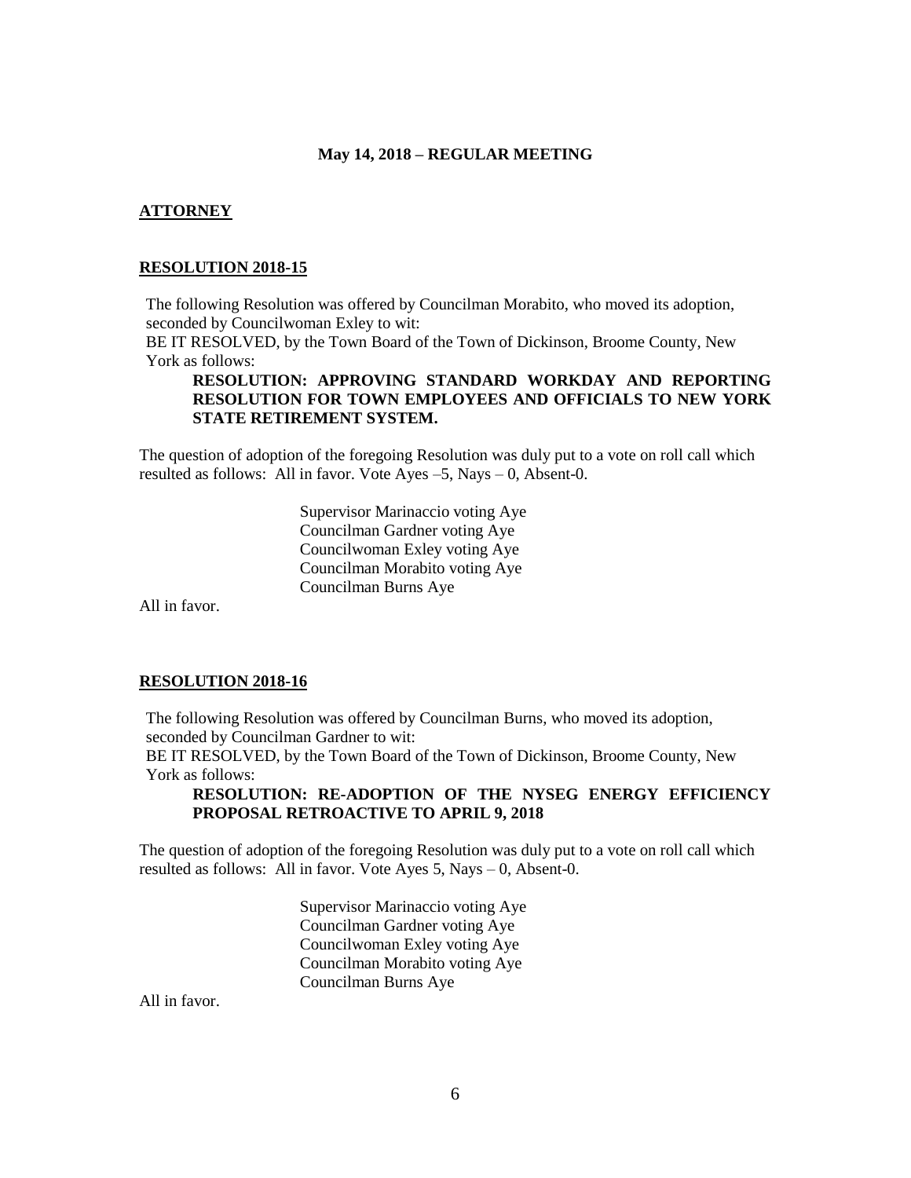**May 14, 2018 – REGULAR MEETING**

## ATTORNEY

### RESOLUTION 2018-15

The following Resolution was offered by Councilman Morabito, who moved its adoption, seconded by Councilwoman Exley to wit:
BE IT RESOLVED, by the Town Board of the Town of Dickinson, Broome County, New York as follows:

**RESOLUTION: APPROVING STANDARD WORKDAY AND REPORTING RESOLUTION FOR TOWN EMPLOYEES AND OFFICIALS TO NEW YORK STATE RETIREMENT SYSTEM.**

The question of adoption of the foregoing Resolution was duly put to a vote on roll call which resulted as follows: All in favor. Vote Ayes –5, Nays – 0, Absent-0.

Supervisor Marinaccio voting Aye
Councilman Gardner voting Aye
Councilwoman Exley voting Aye
Councilman Morabito voting Aye
Councilman Burns Aye

All in favor.

### RESOLUTION 2018-16

The following Resolution was offered by Councilman Burns, who moved its adoption, seconded by Councilman Gardner to wit:
BE IT RESOLVED, by the Town Board of the Town of Dickinson, Broome County, New York as follows:

**RESOLUTION: RE-ADOPTION OF THE NYSEG ENERGY EFFICIENCY PROPOSAL RETROACTIVE TO APRIL 9, 2018**

The question of adoption of the foregoing Resolution was duly put to a vote on roll call which resulted as follows: All in favor. Vote Ayes 5, Nays – 0, Absent-0.

Supervisor Marinaccio voting Aye
Councilman Gardner voting Aye
Councilwoman Exley voting Aye
Councilman Morabito voting Aye
Councilman Burns Aye

All in favor.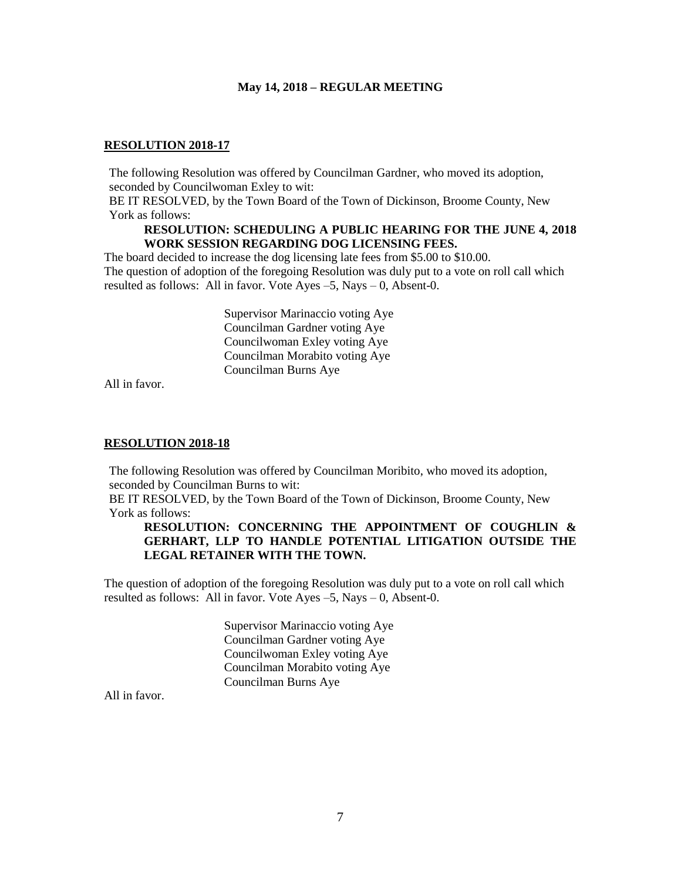**May 14, 2018 – REGULAR MEETING**

**RESOLUTION 2018-17**

The following Resolution was offered by Councilman Gardner, who moved its adoption, seconded by Councilwoman Exley to wit:

BE IT RESOLVED, by the Town Board of the Town of Dickinson, Broome County, New York as follows:

**RESOLUTION: SCHEDULING A PUBLIC HEARING FOR THE JUNE 4, 2018 WORK SESSION REGARDING DOG LICENSING FEES.**

The board decided to increase the dog licensing late fees from $5.00 to $10.00.

The question of adoption of the foregoing Resolution was duly put to a vote on roll call which resulted as follows: All in favor. Vote Ayes –5, Nays – 0, Absent-0.

Supervisor Marinaccio voting Aye
Councilman Gardner voting Aye
Councilwoman Exley voting Aye
Councilman Morabito voting Aye
Councilman Burns Aye

All in favor.

**RESOLUTION 2018-18**

The following Resolution was offered by Councilman Moribito, who moved its adoption, seconded by Councilman Burns to wit:

BE IT RESOLVED, by the Town Board of the Town of Dickinson, Broome County, New York as follows:

**RESOLUTION: CONCERNING THE APPOINTMENT OF COUGHLIN & GERHART, LLP TO HANDLE POTENTIAL LITIGATION OUTSIDE THE LEGAL RETAINER WITH THE TOWN.**

The question of adoption of the foregoing Resolution was duly put to a vote on roll call which resulted as follows: All in favor. Vote Ayes –5, Nays – 0, Absent-0.

Supervisor Marinaccio voting Aye
Councilman Gardner voting Aye
Councilwoman Exley voting Aye
Councilman Morabito voting Aye
Councilman Burns Aye

All in favor.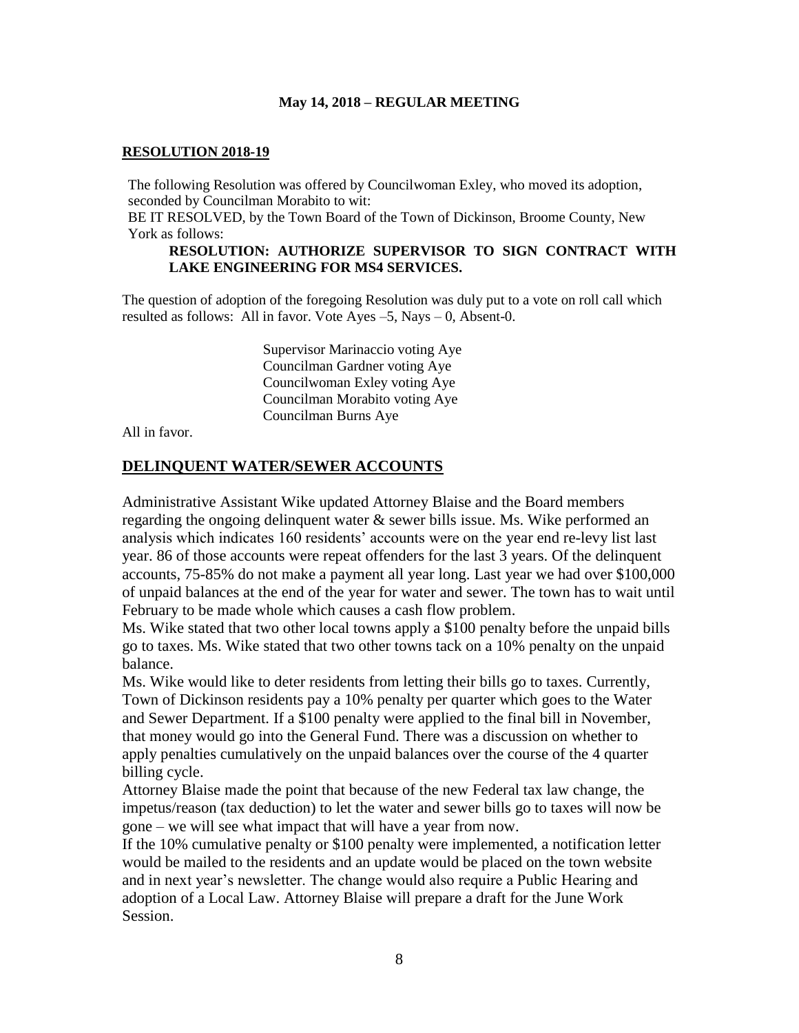**May 14, 2018 – REGULAR MEETING**

**RESOLUTION 2018-19**

The following Resolution was offered by Councilwoman Exley, who moved its adoption, seconded by Councilman Morabito to wit:
BE IT RESOLVED, by the Town Board of the Town of Dickinson, Broome County, New York as follows:

**RESOLUTION: AUTHORIZE SUPERVISOR TO SIGN CONTRACT WITH LAKE ENGINEERING FOR MS4 SERVICES.**

The question of adoption of the foregoing Resolution was duly put to a vote on roll call which resulted as follows: All in favor. Vote Ayes –5, Nays – 0, Absent-0.

Supervisor Marinaccio voting Aye
Councilman Gardner voting Aye
Councilwoman Exley voting Aye
Councilman Morabito voting Aye
Councilman Burns Aye

All in favor.

## DELINQUENT WATER/SEWER ACCOUNTS

Administrative Assistant Wike updated Attorney Blaise and the Board members regarding the ongoing delinquent water & sewer bills issue. Ms. Wike performed an analysis which indicates 160 residents' accounts were on the year end re-levy list last year. 86 of those accounts were repeat offenders for the last 3 years. Of the delinquent accounts, 75-85% do not make a payment all year long. Last year we had over $100,000 of unpaid balances at the end of the year for water and sewer. The town has to wait until February to be made whole which causes a cash flow problem.

Ms. Wike stated that two other local towns apply a $100 penalty before the unpaid bills go to taxes. Ms. Wike stated that two other towns tack on a 10% penalty on the unpaid balance.

Ms. Wike would like to deter residents from letting their bills go to taxes. Currently, Town of Dickinson residents pay a 10% penalty per quarter which goes to the Water and Sewer Department. If a $100 penalty were applied to the final bill in November, that money would go into the General Fund. There was a discussion on whether to apply penalties cumulatively on the unpaid balances over the course of the 4 quarter billing cycle.

Attorney Blaise made the point that because of the new Federal tax law change, the impetus/reason (tax deduction) to let the water and sewer bills go to taxes will now be gone – we will see what impact that will have a year from now.

If the 10% cumulative penalty or $100 penalty were implemented, a notification letter would be mailed to the residents and an update would be placed on the town website and in next year's newsletter. The change would also require a Public Hearing and adoption of a Local Law. Attorney Blaise will prepare a draft for the June Work Session.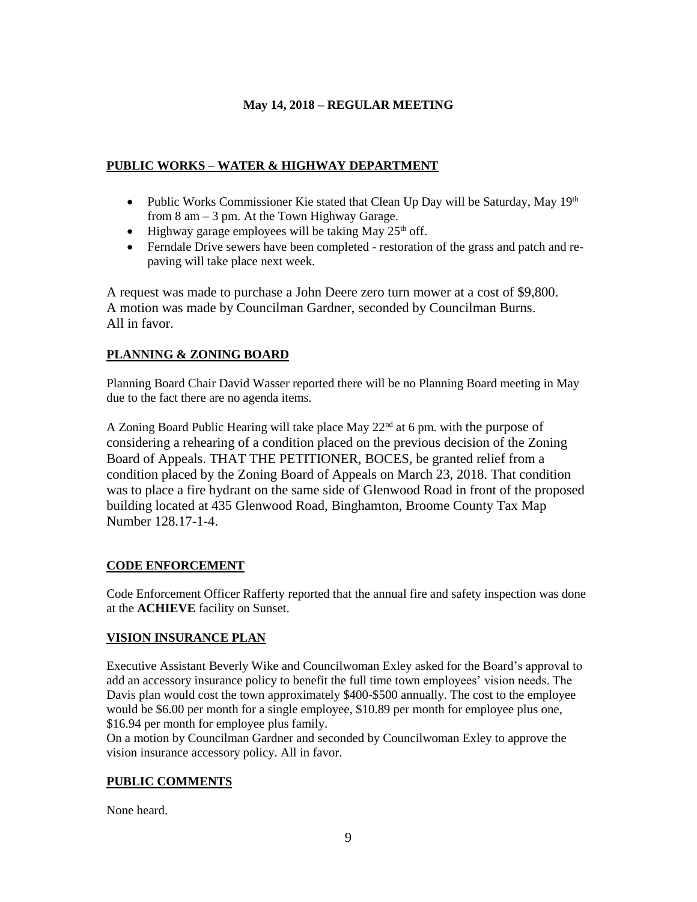**May 14, 2018 – REGULAR MEETING**

**PUBLIC WORKS – WATER & HIGHWAY DEPARTMENT**

- Public Works Commissioner Kie stated that Clean Up Day will be Saturday, May 19th from 8 am – 3 pm. At the Town Highway Garage.
- Highway garage employees will be taking May 25th off.
- Ferndale Drive sewers have been completed - restoration of the grass and patch and re-paving will take place next week.

A request was made to purchase a John Deere zero turn mower at a cost of $9,800. A motion was made by Councilman Gardner, seconded by Councilman Burns. All in favor.

**PLANNING & ZONING BOARD**

Planning Board Chair David Wasser reported there will be no Planning Board meeting in May due to the fact there are no agenda items.

A Zoning Board Public Hearing will take place May 22nd at 6 pm. with the purpose of considering a rehearing of a condition placed on the previous decision of the Zoning Board of Appeals. THAT THE PETITIONER, BOCES, be granted relief from a condition placed by the Zoning Board of Appeals on March 23, 2018. That condition was to place a fire hydrant on the same side of Glenwood Road in front of the proposed building located at 435 Glenwood Road, Binghamton, Broome County Tax Map Number 128.17-1-4.

**CODE ENFORCEMENT**

Code Enforcement Officer Rafferty reported that the annual fire and safety inspection was done at the **ACHIEVE** facility on Sunset.

**VISION INSURANCE PLAN**

Executive Assistant Beverly Wike and Councilwoman Exley asked for the Board's approval to add an accessory insurance policy to benefit the full time town employees' vision needs. The Davis plan would cost the town approximately $400-$500 annually. The cost to the employee would be $6.00 per month for a single employee, $10.89 per month for employee plus one, $16.94 per month for employee plus family.
On a motion by Councilman Gardner and seconded by Councilwoman Exley to approve the vision insurance accessory policy. All in favor.

**PUBLIC COMMENTS**

None heard.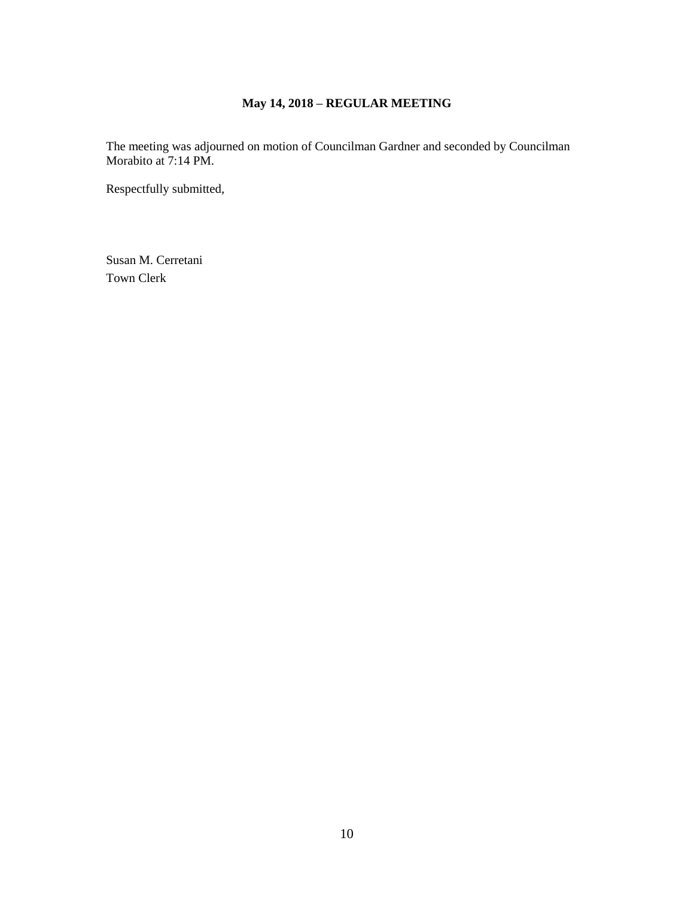**May 14, 2018 – REGULAR MEETING**

The meeting was adjourned on motion of Councilman Gardner and seconded by Councilman Morabito at 7:14 PM.

Respectfully submitted,

Susan M. Cerretani
Town Clerk